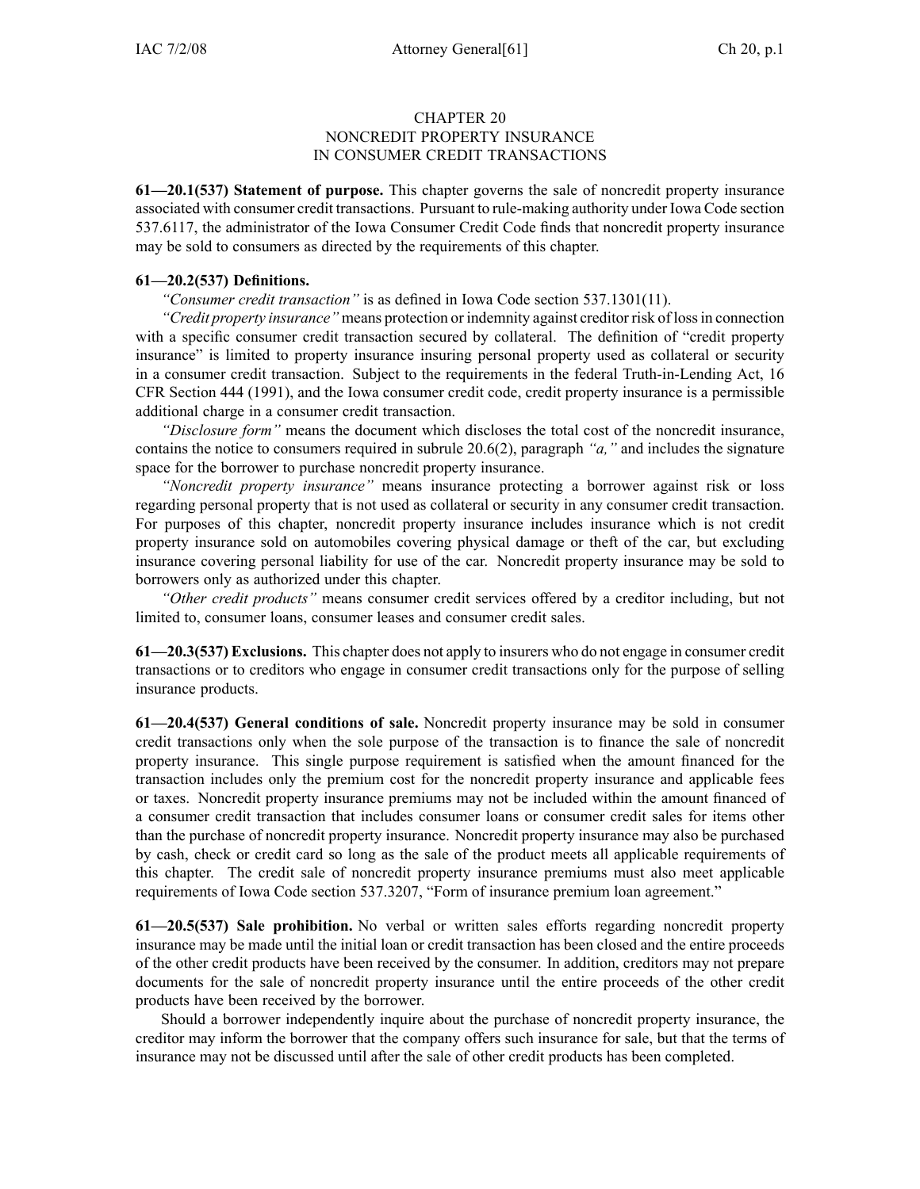# CHAPTER 20
# NONCREDIT PROPERTY INSURANCE IN CONSUMER CREDIT TRANSACTIONS

**61—20.1(537) Statement of purpose.** This chapter governs the sale of noncredit property insurance associated with consumer credit transactions. Pursuant to rule-making authority under Iowa Code section 537.6117, the administrator of the Iowa Consumer Credit Code finds that noncredit property insurance may be sold to consumers as directed by the requirements of this chapter.

**61—20.2(537) Definitions.**

*"Consumer credit transaction"* is as defined in Iowa Code section 537.1301(11).

*"Credit property insurance"* means protection or indemnity against creditor risk of loss in connection with a specific consumer credit transaction secured by collateral. The definition of "credit property insurance" is limited to property insurance insuring personal property used as collateral or security in a consumer credit transaction. Subject to the requirements in the federal Truth-in-Lending Act, 16 CFR Section 444 (1991), and the Iowa consumer credit code, credit property insurance is a permissible additional charge in a consumer credit transaction.

*"Disclosure form"* means the document which discloses the total cost of the noncredit insurance, contains the notice to consumers required in subrule 20.6(2), paragraph *"a,"* and includes the signature space for the borrower to purchase noncredit property insurance.

*"Noncredit property insurance"* means insurance protecting a borrower against risk or loss regarding personal property that is not used as collateral or security in any consumer credit transaction. For purposes of this chapter, noncredit property insurance includes insurance which is not credit property insurance sold on automobiles covering physical damage or theft of the car, but excluding insurance covering personal liability for use of the car. Noncredit property insurance may be sold to borrowers only as authorized under this chapter.

*"Other credit products"* means consumer credit services offered by a creditor including, but not limited to, consumer loans, consumer leases and consumer credit sales.

**61—20.3(537) Exclusions.** This chapter does not apply to insurers who do not engage in consumer credit transactions or to creditors who engage in consumer credit transactions only for the purpose of selling insurance products.

**61—20.4(537) General conditions of sale.** Noncredit property insurance may be sold in consumer credit transactions only when the sole purpose of the transaction is to finance the sale of noncredit property insurance. This single purpose requirement is satisfied when the amount financed for the transaction includes only the premium cost for the noncredit property insurance and applicable fees or taxes. Noncredit property insurance premiums may not be included within the amount financed of a consumer credit transaction that includes consumer loans or consumer credit sales for items other than the purchase of noncredit property insurance. Noncredit property insurance may also be purchased by cash, check or credit card so long as the sale of the product meets all applicable requirements of this chapter. The credit sale of noncredit property insurance premiums must also meet applicable requirements of Iowa Code section 537.3207, "Form of insurance premium loan agreement."

**61—20.5(537) Sale prohibition.** No verbal or written sales efforts regarding noncredit property insurance may be made until the initial loan or credit transaction has been closed and the entire proceeds of the other credit products have been received by the consumer. In addition, creditors may not prepare documents for the sale of noncredit property insurance until the entire proceeds of the other credit products have been received by the borrower.

Should a borrower independently inquire about the purchase of noncredit property insurance, the creditor may inform the borrower that the company offers such insurance for sale, but that the terms of insurance may not be discussed until after the sale of other credit products has been completed.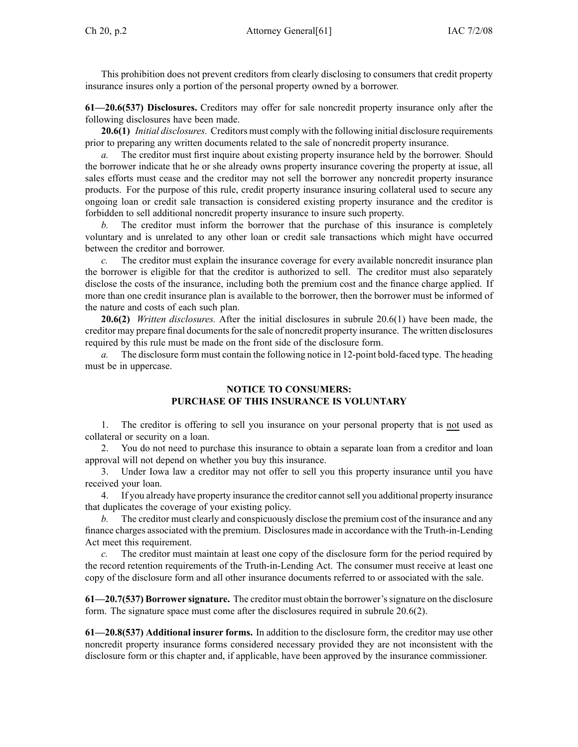This prohibition does not prevent creditors from clearly disclosing to consumers that credit property insurance insures only a portion of the personal property owned by a borrower.

**61—20.6(537) Disclosures.** Creditors may offer for sale noncredit property insurance only after the following disclosures have been made.

**20.6(1)** *Initial disclosures.* Creditors must comply with the following initial disclosure requirements prior to preparing any written documents related to the sale of noncredit property insurance.

*a.* The creditor must first inquire about existing property insurance held by the borrower. Should the borrower indicate that he or she already owns property insurance covering the property at issue, all sales efforts must cease and the creditor may not sell the borrower any noncredit property insurance products. For the purpose of this rule, credit property insurance insuring collateral used to secure any ongoing loan or credit sale transaction is considered existing property insurance and the creditor is forbidden to sell additional noncredit property insurance to insure such property.

*b.* The creditor must inform the borrower that the purchase of this insurance is completely voluntary and is unrelated to any other loan or credit sale transactions which might have occurred between the creditor and borrower.

*c.* The creditor must explain the insurance coverage for every available noncredit insurance plan the borrower is eligible for that the creditor is authorized to sell. The creditor must also separately disclose the costs of the insurance, including both the premium cost and the finance charge applied. If more than one credit insurance plan is available to the borrower, then the borrower must be informed of the nature and costs of each such plan.

**20.6(2)** *Written disclosures.* After the initial disclosures in subrule 20.6(1) have been made, the creditor may prepare final documents for the sale of noncredit property insurance. The written disclosures required by this rule must be made on the front side of the disclosure form.

*a.* The disclosure form must contain the following notice in 12-point bold-faced type. The heading must be in uppercase.

**NOTICE TO CONSUMERS:**
**PURCHASE OF THIS INSURANCE IS VOLUNTARY**

1. The creditor is offering to sell you insurance on your personal property that is <u>not</u> used as collateral or security on a loan.
2. You do not need to purchase this insurance to obtain a separate loan from a creditor and loan approval will not depend on whether you buy this insurance.
3. Under Iowa law a creditor may not offer to sell you this property insurance until you have received your loan.
4. If you already have property insurance the creditor cannot sell you additional property insurance that duplicates the coverage of your existing policy.

*b.* The creditor must clearly and conspicuously disclose the premium cost of the insurance and any finance charges associated with the premium. Disclosures made in accordance with the Truth-in-Lending Act meet this requirement.

*c.* The creditor must maintain at least one copy of the disclosure form for the period required by the record retention requirements of the Truth-in-Lending Act. The consumer must receive at least one copy of the disclosure form and all other insurance documents referred to or associated with the sale.

**61—20.7(537) Borrower signature.** The creditor must obtain the borrower's signature on the disclosure form. The signature space must come after the disclosures required in subrule 20.6(2).

**61—20.8(537) Additional insurer forms.** In addition to the disclosure form, the creditor may use other noncredit property insurance forms considered necessary provided they are not inconsistent with the disclosure form or this chapter and, if applicable, have been approved by the insurance commissioner.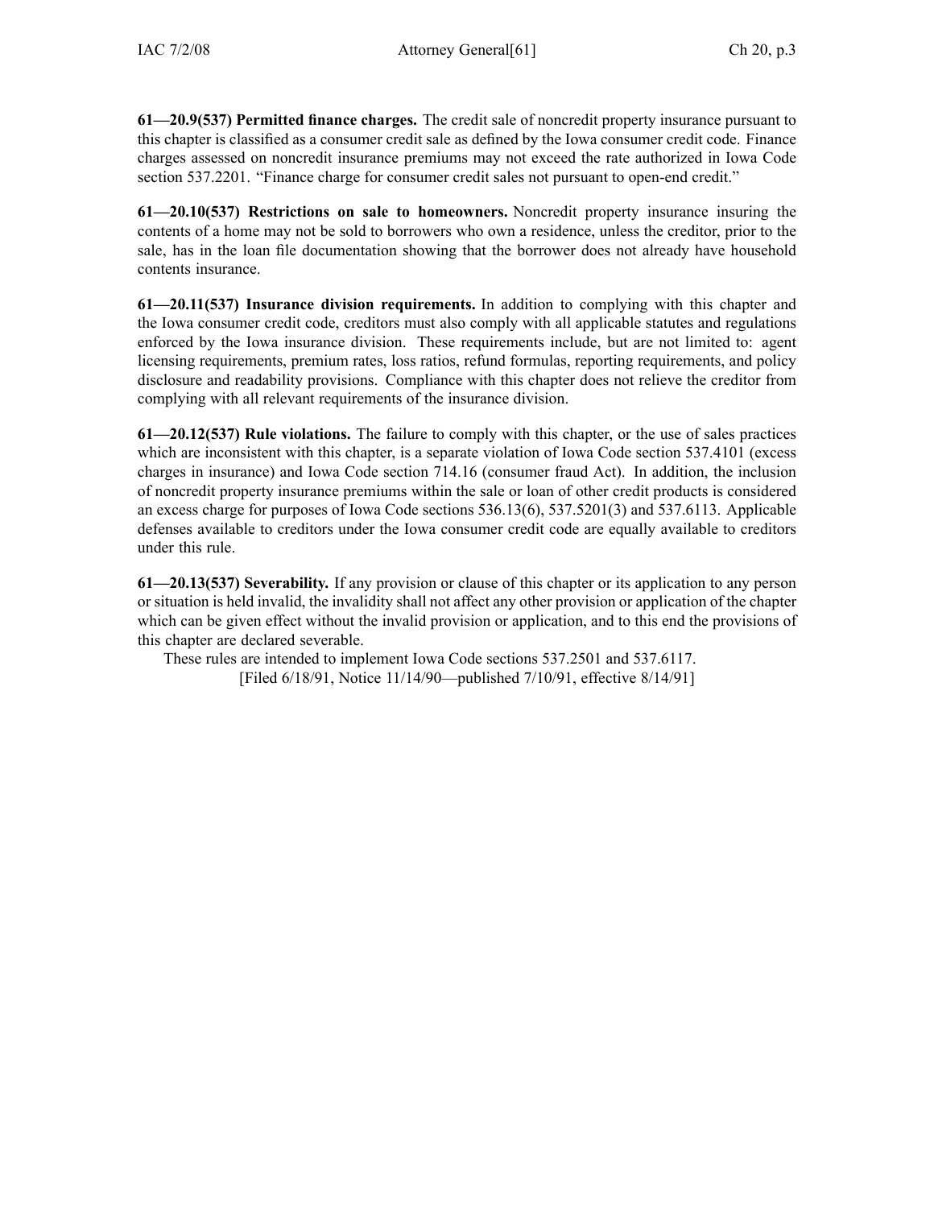**61—20.9(537) Permitted finance charges.** The credit sale of noncredit property insurance pursuant to this chapter is classified as a consumer credit sale as defined by the Iowa consumer credit code. Finance charges assessed on noncredit insurance premiums may not exceed the rate authorized in Iowa Code section 537.2201. "Finance charge for consumer credit sales not pursuant to open-end credit."

**61—20.10(537) Restrictions on sale to homeowners.** Noncredit property insurance insuring the contents of a home may not be sold to borrowers who own a residence, unless the creditor, prior to the sale, has in the loan file documentation showing that the borrower does not already have household contents insurance.

**61—20.11(537) Insurance division requirements.** In addition to complying with this chapter and the Iowa consumer credit code, creditors must also comply with all applicable statutes and regulations enforced by the Iowa insurance division. These requirements include, but are not limited to: agent licensing requirements, premium rates, loss ratios, refund formulas, reporting requirements, and policy disclosure and readability provisions. Compliance with this chapter does not relieve the creditor from complying with all relevant requirements of the insurance division.

**61—20.12(537) Rule violations.** The failure to comply with this chapter, or the use of sales practices which are inconsistent with this chapter, is a separate violation of Iowa Code section 537.4101 (excess charges in insurance) and Iowa Code section 714.16 (consumer fraud Act). In addition, the inclusion of noncredit property insurance premiums within the sale or loan of other credit products is considered an excess charge for purposes of Iowa Code sections 536.13(6), 537.5201(3) and 537.6113. Applicable defenses available to creditors under the Iowa consumer credit code are equally available to creditors under this rule.

**61—20.13(537) Severability.** If any provision or clause of this chapter or its application to any person or situation is held invalid, the invalidity shall not affect any other provision or application of the chapter which can be given effect without the invalid provision or application, and to this end the provisions of this chapter are declared severable.

These rules are intended to implement Iowa Code sections 537.2501 and 537.6117.

[Filed 6/18/91, Notice 11/14/90—published 7/10/91, effective 8/14/91]